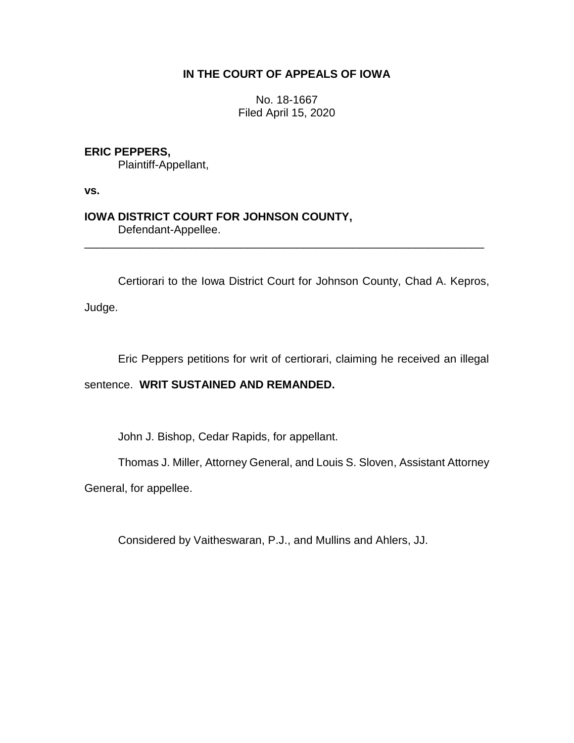**IN THE COURT OF APPEALS OF IOWA**

No. 18-1667
Filed April 15, 2020

**ERIC PEPPERS,**
Plaintiff-Appellant,

**vs.**

**IOWA DISTRICT COURT FOR JOHNSON COUNTY,**
Defendant-Appellee.

---

Certiorari to the Iowa District Court for Johnson County, Chad A. Kepros, Judge.

Eric Peppers petitions for writ of certiorari, claiming he received an illegal sentence. **WRIT SUSTAINED AND REMANDED.**

John J. Bishop, Cedar Rapids, for appellant.

Thomas J. Miller, Attorney General, and Louis S. Sloven, Assistant Attorney General, for appellee.

Considered by Vaitheswaran, P.J., and Mullins and Ahlers, JJ.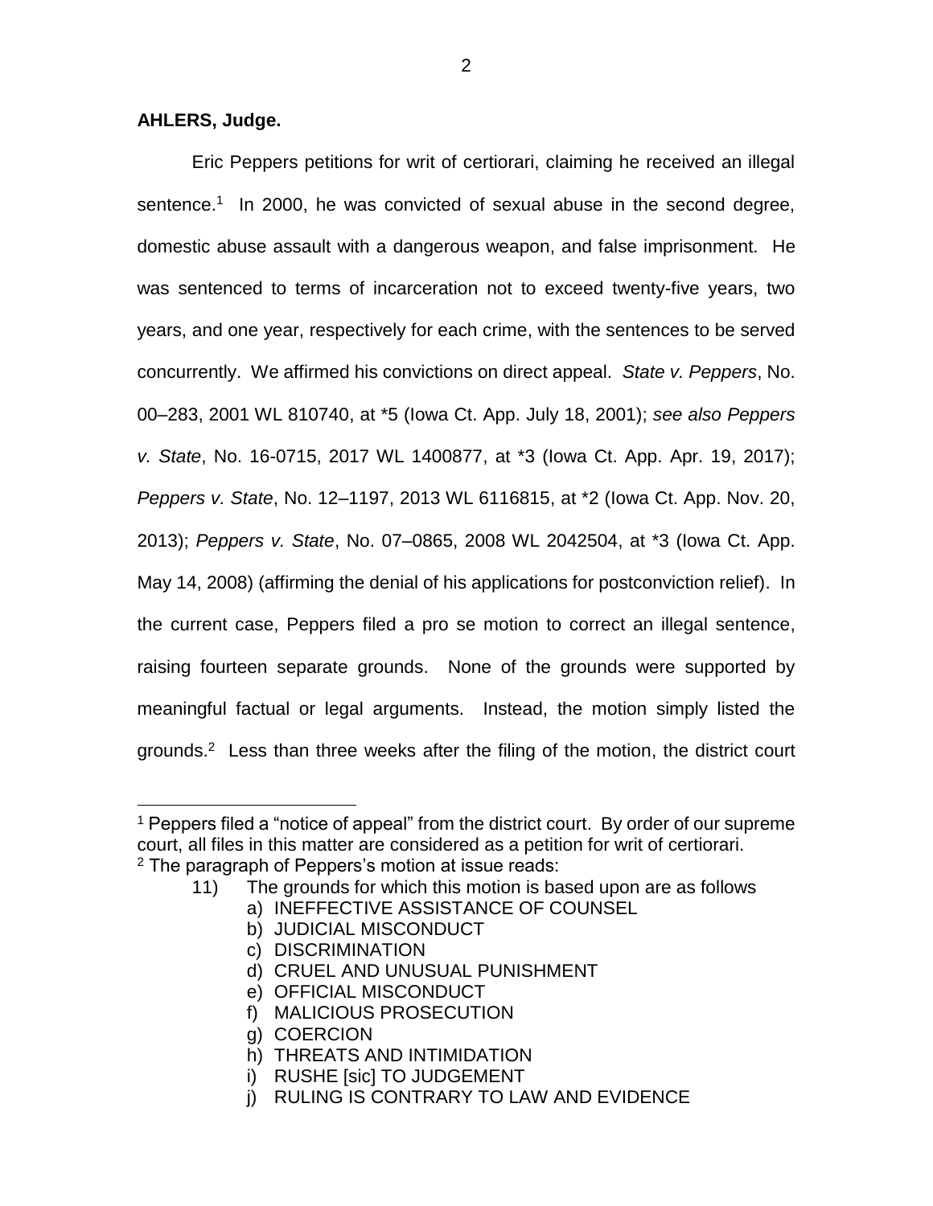**AHLERS, Judge.**

Eric Peppers petitions for writ of certiorari, claiming he received an illegal sentence.[1] In 2000, he was convicted of sexual abuse in the second degree, domestic abuse assault with a dangerous weapon, and false imprisonment. He was sentenced to terms of incarceration not to exceed twenty-five years, two years, and one year, respectively for each crime, with the sentences to be served concurrently. We affirmed his convictions on direct appeal. *State v. Peppers*, No. 00–283, 2001 WL 810740, at *5 (Iowa Ct. App. July 18, 2001); *see also Peppers v. State*, No. 16-0715, 2017 WL 1400877, at *3 (Iowa Ct. App. Apr. 19, 2017); *Peppers v. State*, No. 12–1197, 2013 WL 6116815, at *2 (Iowa Ct. App. Nov. 20, 2013); *Peppers v. State*, No. 07–0865, 2008 WL 2042504, at *3 (Iowa Ct. App. May 14, 2008) (affirming the denial of his applications for postconviction relief). In the current case, Peppers filed a pro se motion to correct an illegal sentence, raising fourteen separate grounds. None of the grounds were supported by meaningful factual or legal arguments. Instead, the motion simply listed the grounds.[2] Less than three weeks after the filing of the motion, the district court

---

[1] Peppers filed a "notice of appeal" from the district court. By order of our supreme court, all files in this matter are considered as a petition for writ of certiorari.

[2] The paragraph of Peppers's motion at issue reads:

> 11) The grounds for which this motion is based upon are as follows
> a) INEFFECTIVE ASSISTANCE OF COUNSEL
> b) JUDICIAL MISCONDUCT
> c) DISCRIMINATION
> d) CRUEL AND UNUSUAL PUNISHMENT
> e) OFFICIAL MISCONDUCT
> f) MALICIOUS PROSECUTION
> g) COERCION
> h) THREATS AND INTIMIDATION
> i) RUSHE [sic] TO JUDGEMENT
> j) RULING IS CONTRARY TO LAW AND EVIDENCE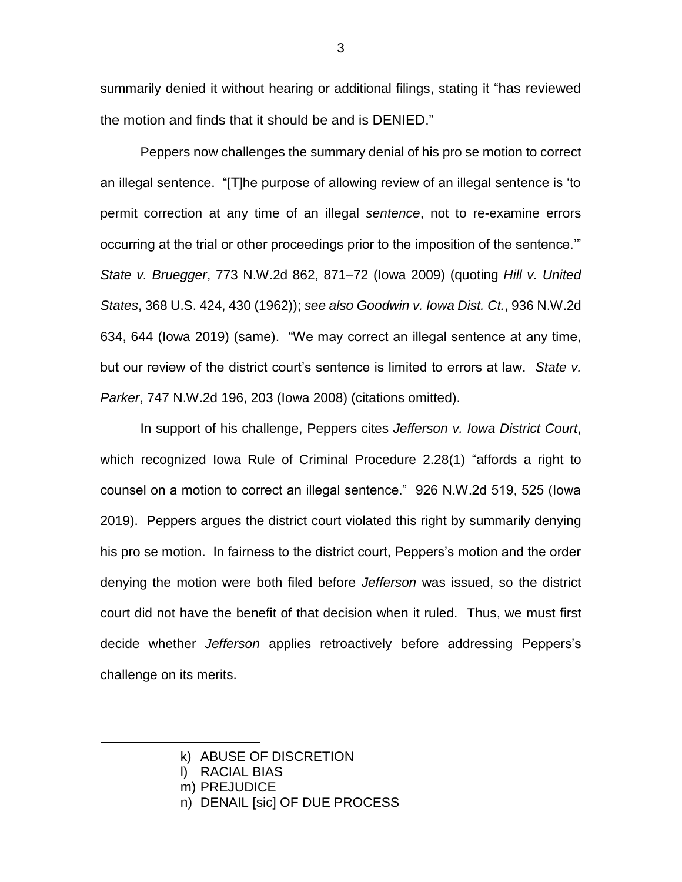summarily denied it without hearing or additional filings, stating it "has reviewed the motion and finds that it should be and is DENIED."

Peppers now challenges the summary denial of his pro se motion to correct an illegal sentence. "[T]he purpose of allowing review of an illegal sentence is 'to permit correction at any time of an illegal *sentence*, not to re-examine errors occurring at the trial or other proceedings prior to the imposition of the sentence.'" *State v. Bruegger*, 773 N.W.2d 862, 871–72 (Iowa 2009) (quoting *Hill v. United States*, 368 U.S. 424, 430 (1962)); *see also Goodwin v. Iowa Dist. Ct.*, 936 N.W.2d 634, 644 (Iowa 2019) (same). "We may correct an illegal sentence at any time, but our review of the district court's sentence is limited to errors at law. *State v. Parker*, 747 N.W.2d 196, 203 (Iowa 2008) (citations omitted).

In support of his challenge, Peppers cites *Jefferson v. Iowa District Court*, which recognized Iowa Rule of Criminal Procedure 2.28(1) "affords a right to counsel on a motion to correct an illegal sentence." 926 N.W.2d 519, 525 (Iowa 2019). Peppers argues the district court violated this right by summarily denying his pro se motion. In fairness to the district court, Peppers's motion and the order denying the motion were both filed before *Jefferson* was issued, so the district court did not have the benefit of that decision when it ruled. Thus, we must first decide whether *Jefferson* applies retroactively before addressing Peppers's challenge on its merits.

---

k) ABUSE OF DISCRETION
l) RACIAL BIAS
m) PREJUDICE
n) DENAIL [sic] OF DUE PROCESS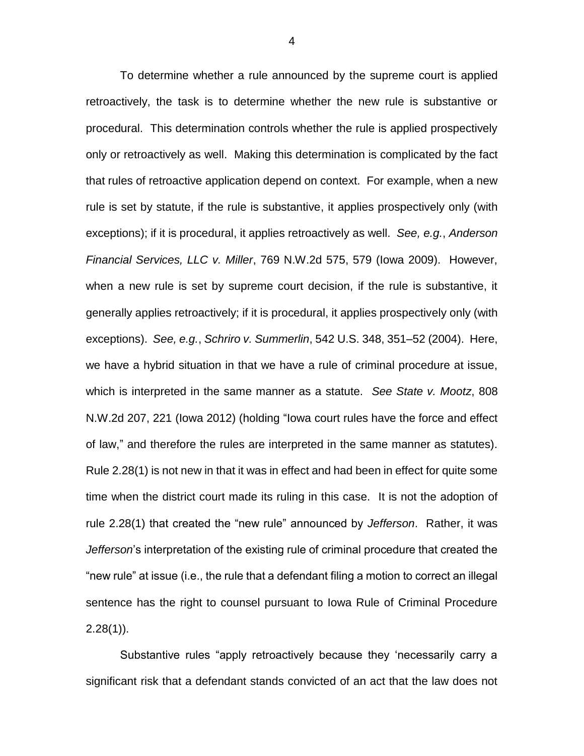To determine whether a rule announced by the supreme court is applied retroactively, the task is to determine whether the new rule is substantive or procedural. This determination controls whether the rule is applied prospectively only or retroactively as well. Making this determination is complicated by the fact that rules of retroactive application depend on context. For example, when a new rule is set by statute, if the rule is substantive, it applies prospectively only (with exceptions); if it is procedural, it applies retroactively as well. *See, e.g.*, *Anderson Financial Services, LLC v. Miller*, 769 N.W.2d 575, 579 (Iowa 2009). However, when a new rule is set by supreme court decision, if the rule is substantive, it generally applies retroactively; if it is procedural, it applies prospectively only (with exceptions). *See, e.g.*, *Schriro v. Summerlin*, 542 U.S. 348, 351–52 (2004). Here, we have a hybrid situation in that we have a rule of criminal procedure at issue, which is interpreted in the same manner as a statute. *See State v. Mootz*, 808 N.W.2d 207, 221 (Iowa 2012) (holding "Iowa court rules have the force and effect of law," and therefore the rules are interpreted in the same manner as statutes). Rule 2.28(1) is not new in that it was in effect and had been in effect for quite some time when the district court made its ruling in this case. It is not the adoption of rule 2.28(1) that created the "new rule" announced by *Jefferson*. Rather, it was *Jefferson*'s interpretation of the existing rule of criminal procedure that created the "new rule" at issue (i.e., the rule that a defendant filing a motion to correct an illegal sentence has the right to counsel pursuant to Iowa Rule of Criminal Procedure 2.28(1)).

Substantive rules "apply retroactively because they 'necessarily carry a significant risk that a defendant stands convicted of an act that the law does not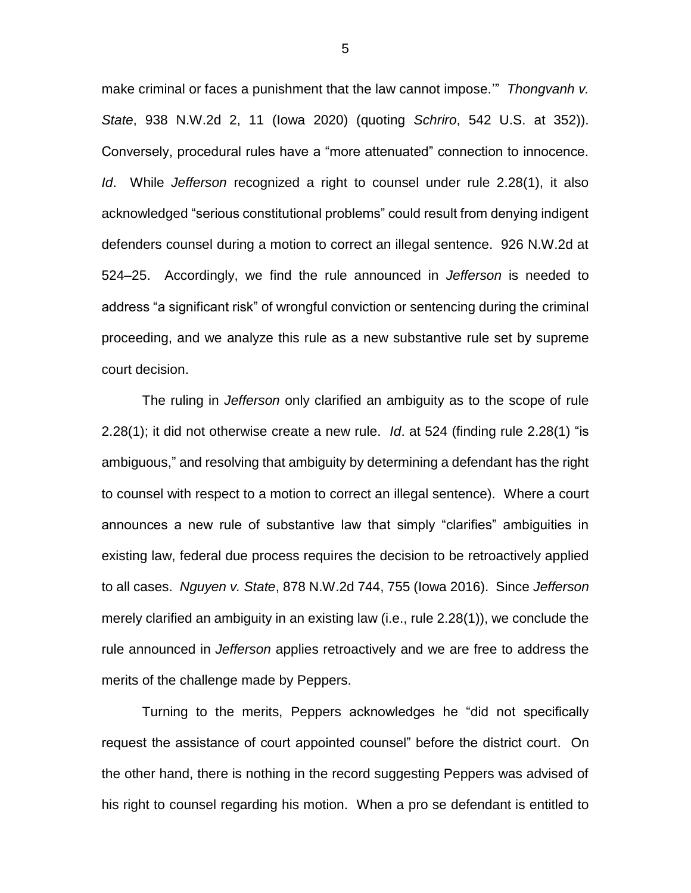make criminal or faces a punishment that the law cannot impose.'" *Thongvanh v. State*, 938 N.W.2d 2, 11 (Iowa 2020) (quoting *Schriro*, 542 U.S. at 352)). Conversely, procedural rules have a "more attenuated" connection to innocence. *Id*. While *Jefferson* recognized a right to counsel under rule 2.28(1), it also acknowledged "serious constitutional problems" could result from denying indigent defenders counsel during a motion to correct an illegal sentence. 926 N.W.2d at 524–25. Accordingly, we find the rule announced in *Jefferson* is needed to address "a significant risk" of wrongful conviction or sentencing during the criminal proceeding, and we analyze this rule as a new substantive rule set by supreme court decision.

The ruling in *Jefferson* only clarified an ambiguity as to the scope of rule 2.28(1); it did not otherwise create a new rule. *Id*. at 524 (finding rule 2.28(1) "is ambiguous," and resolving that ambiguity by determining a defendant has the right to counsel with respect to a motion to correct an illegal sentence). Where a court announces a new rule of substantive law that simply "clarifies" ambiguities in existing law, federal due process requires the decision to be retroactively applied to all cases. *Nguyen v. State*, 878 N.W.2d 744, 755 (Iowa 2016). Since *Jefferson* merely clarified an ambiguity in an existing law (i.e., rule 2.28(1)), we conclude the rule announced in *Jefferson* applies retroactively and we are free to address the merits of the challenge made by Peppers.

Turning to the merits, Peppers acknowledges he "did not specifically request the assistance of court appointed counsel" before the district court. On the other hand, there is nothing in the record suggesting Peppers was advised of his right to counsel regarding his motion. When a pro se defendant is entitled to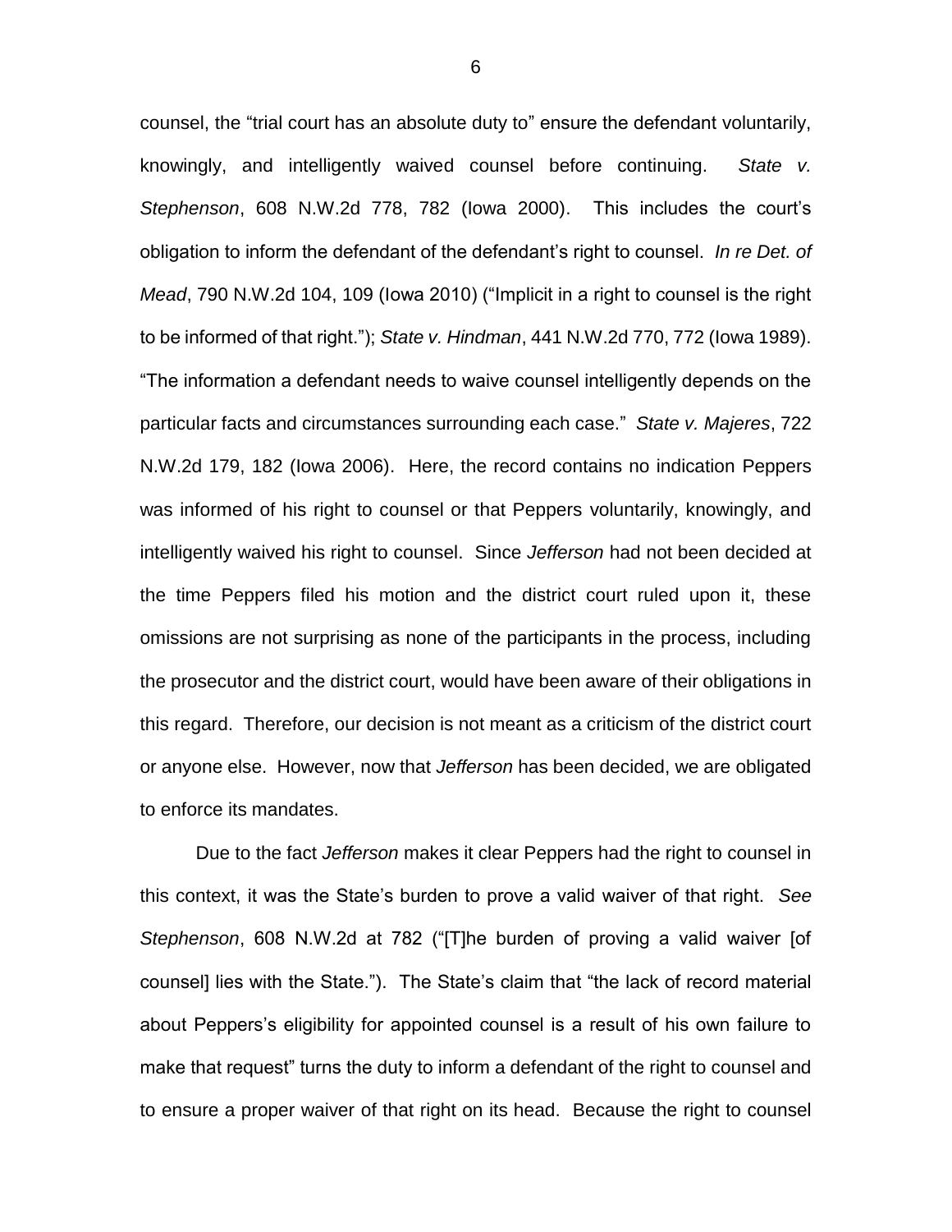counsel, the "trial court has an absolute duty to" ensure the defendant voluntarily, knowingly, and intelligently waived counsel before continuing. *State v. Stephenson*, 608 N.W.2d 778, 782 (Iowa 2000). This includes the court's obligation to inform the defendant of the defendant's right to counsel. *In re Det. of Mead*, 790 N.W.2d 104, 109 (Iowa 2010) ("Implicit in a right to counsel is the right to be informed of that right."); *State v. Hindman*, 441 N.W.2d 770, 772 (Iowa 1989). "The information a defendant needs to waive counsel intelligently depends on the particular facts and circumstances surrounding each case." *State v. Majeres*, 722 N.W.2d 179, 182 (Iowa 2006). Here, the record contains no indication Peppers was informed of his right to counsel or that Peppers voluntarily, knowingly, and intelligently waived his right to counsel. Since *Jefferson* had not been decided at the time Peppers filed his motion and the district court ruled upon it, these omissions are not surprising as none of the participants in the process, including the prosecutor and the district court, would have been aware of their obligations in this regard. Therefore, our decision is not meant as a criticism of the district court or anyone else. However, now that *Jefferson* has been decided, we are obligated to enforce its mandates.

Due to the fact *Jefferson* makes it clear Peppers had the right to counsel in this context, it was the State's burden to prove a valid waiver of that right. *See Stephenson*, 608 N.W.2d at 782 ("[T]he burden of proving a valid waiver [of counsel] lies with the State."). The State's claim that "the lack of record material about Peppers's eligibility for appointed counsel is a result of his own failure to make that request" turns the duty to inform a defendant of the right to counsel and to ensure a proper waiver of that right on its head. Because the right to counsel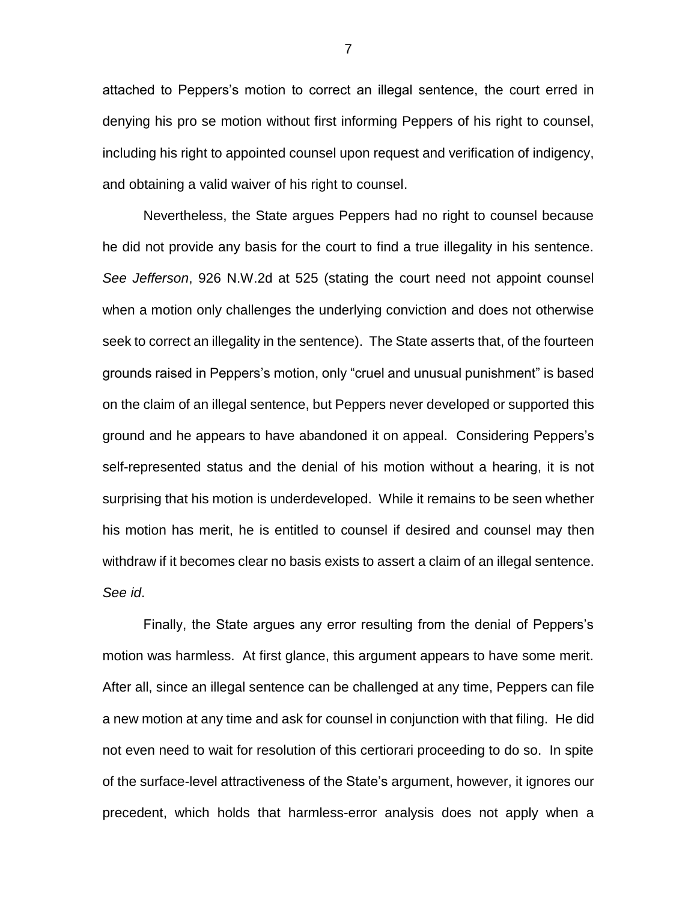attached to Peppers's motion to correct an illegal sentence, the court erred in denying his pro se motion without first informing Peppers of his right to counsel, including his right to appointed counsel upon request and verification of indigency, and obtaining a valid waiver of his right to counsel.

Nevertheless, the State argues Peppers had no right to counsel because he did not provide any basis for the court to find a true illegality in his sentence. *See Jefferson*, 926 N.W.2d at 525 (stating the court need not appoint counsel when a motion only challenges the underlying conviction and does not otherwise seek to correct an illegality in the sentence). The State asserts that, of the fourteen grounds raised in Peppers's motion, only "cruel and unusual punishment" is based on the claim of an illegal sentence, but Peppers never developed or supported this ground and he appears to have abandoned it on appeal. Considering Peppers's self-represented status and the denial of his motion without a hearing, it is not surprising that his motion is underdeveloped. While it remains to be seen whether his motion has merit, he is entitled to counsel if desired and counsel may then withdraw if it becomes clear no basis exists to assert a claim of an illegal sentence. *See id*.

Finally, the State argues any error resulting from the denial of Peppers's motion was harmless. At first glance, this argument appears to have some merit. After all, since an illegal sentence can be challenged at any time, Peppers can file a new motion at any time and ask for counsel in conjunction with that filing. He did not even need to wait for resolution of this certiorari proceeding to do so. In spite of the surface-level attractiveness of the State's argument, however, it ignores our precedent, which holds that harmless-error analysis does not apply when a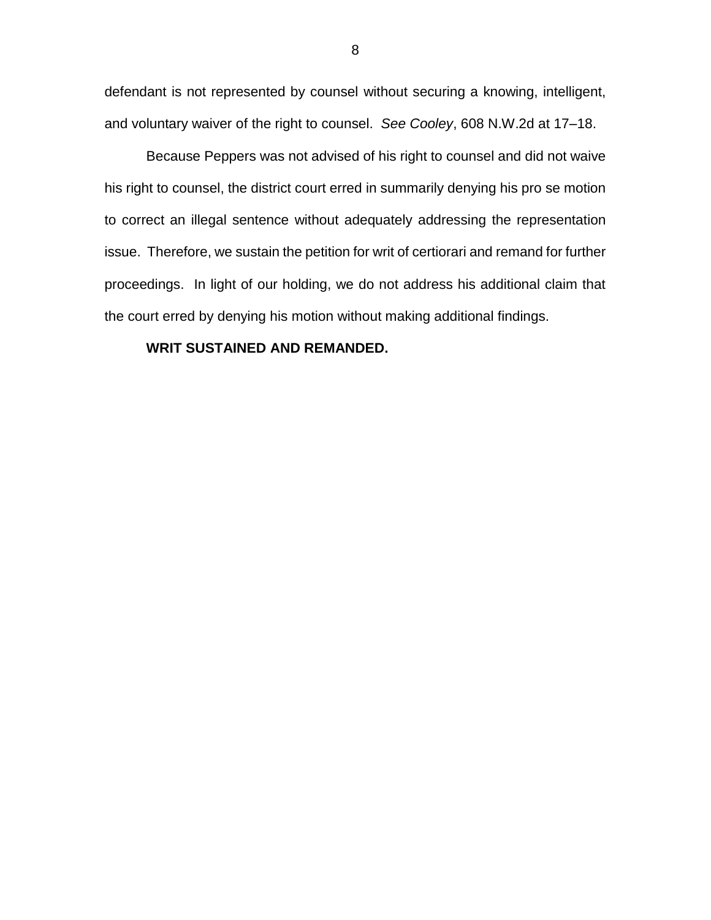defendant is not represented by counsel without securing a knowing, intelligent, and voluntary waiver of the right to counsel. *See Cooley*, 608 N.W.2d at 17–18.

Because Peppers was not advised of his right to counsel and did not waive his right to counsel, the district court erred in summarily denying his pro se motion to correct an illegal sentence without adequately addressing the representation issue. Therefore, we sustain the petition for writ of certiorari and remand for further proceedings. In light of our holding, we do not address his additional claim that the court erred by denying his motion without making additional findings.

**WRIT SUSTAINED AND REMANDED.**